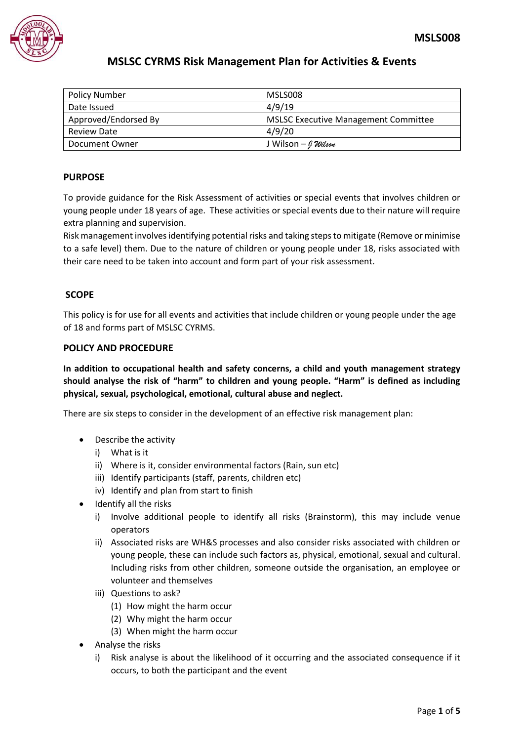MSLS008

# MSLSC CYRMS Risk Management Plan for Activities & Events

| Policy Number | MSLS008 |
|---|---|
| Date Issued | 4/9/19 |
| Approved/Endorsed By | MSLSC Executive Management Committee |
| Review Date | 4/9/20 |
| Document Owner | J Wilson – J Wilson |

## PURPOSE

To provide guidance for the Risk Assessment of activities or special events that involves children or young people under 18 years of age. These activities or special events due to their nature will require extra planning and supervision.

Risk management involves identifying potential risks and taking steps to mitigate (Remove or minimise to a safe level) them. Due to the nature of children or young people under 18, risks associated with their care need to be taken into account and form part of your risk assessment.

## SCOPE

This policy is for use for all events and activities that include children or young people under the age of 18 and forms part of MSLSC CYRMS.

## POLICY AND PROCEDURE

**In addition to occupational health and safety concerns, a child and youth management strategy should analyse the risk of "harm" to children and young people. "Harm" is defined as including physical, sexual, psychological, emotional, cultural abuse and neglect.**

There are six steps to consider in the development of an effective risk management plan:

- Describe the activity
  - i) What is it
  - ii) Where is it, consider environmental factors (Rain, sun etc)
  - iii) Identify participants (staff, parents, children etc)
  - iv) Identify and plan from start to finish
- Identify all the risks
  - i) Involve additional people to identify all risks (Brainstorm), this may include venue operators
  - ii) Associated risks are WH&S processes and also consider risks associated with children or young people, these can include such factors as, physical, emotional, sexual and cultural. Including risks from other children, someone outside the organisation, an employee or volunteer and themselves
  - iii) Questions to ask?
    - (1) How might the harm occur
    - (2) Why might the harm occur
    - (3) When might the harm occur
- Analyse the risks
  - i) Risk analyse is about the likelihood of it occurring and the associated consequence if it occurs, to both the participant and the event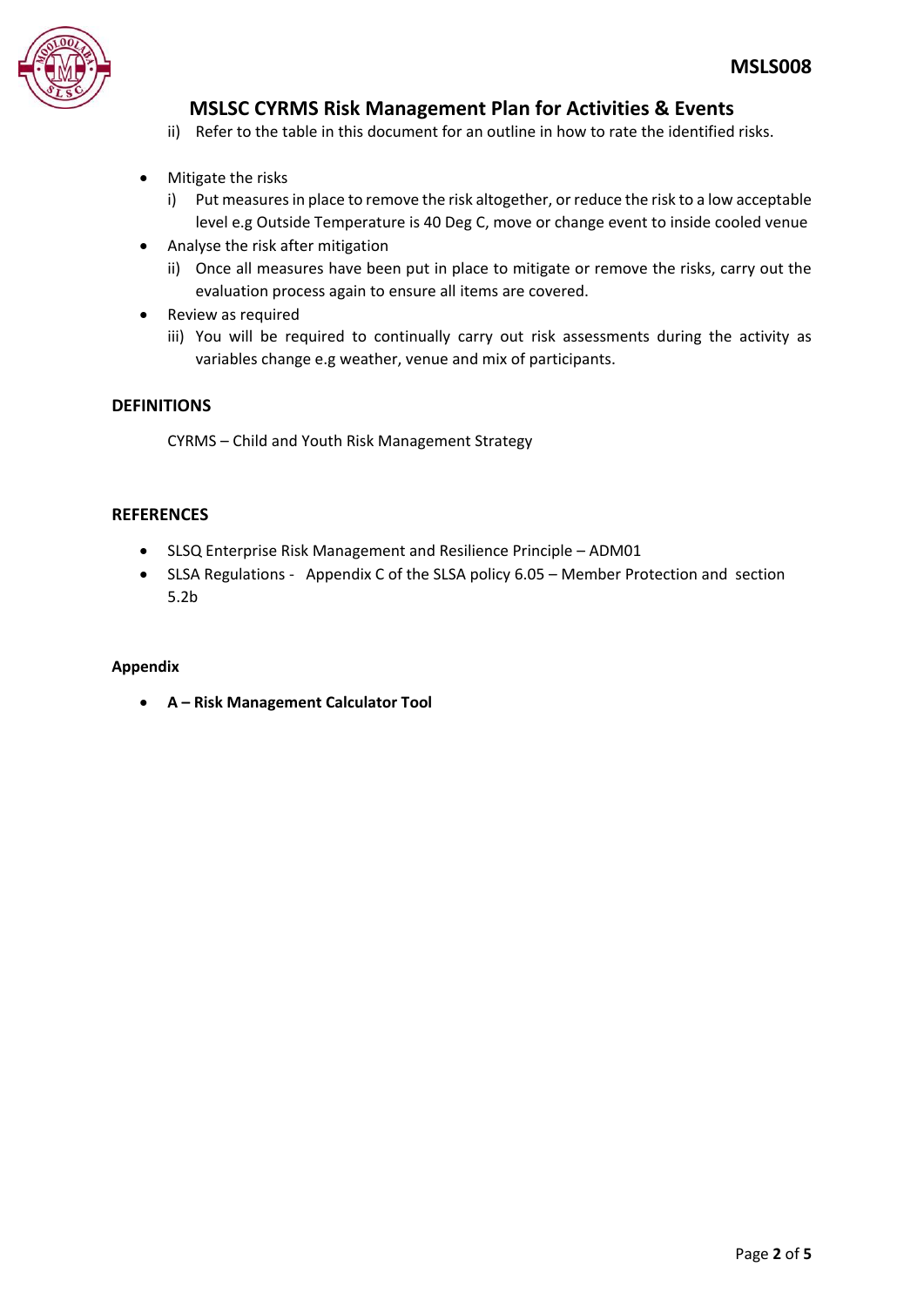ii) Refer to the table in this document for an outline in how to rate the identified risks.

- Mitigate the risks
  - i) Put measures in place to remove the risk altogether, or reduce the risk to a low acceptable level e.g Outside Temperature is 40 Deg C, move or change event to inside cooled venue
- Analyse the risk after mitigation
  - ii) Once all measures have been put in place to mitigate or remove the risks, carry out the evaluation process again to ensure all items are covered.
- Review as required
  - iii) You will be required to continually carry out risk assessments during the activity as variables change e.g weather, venue and mix of participants.

## DEFINITIONS

CYRMS – Child and Youth Risk Management Strategy

## REFERENCES

- SLSQ Enterprise Risk Management and Resilience Principle – ADM01
- SLSA Regulations - Appendix C of the SLSA policy 6.05 – Member Protection and section 5.2b

### Appendix

- **A – Risk Management Calculator Tool**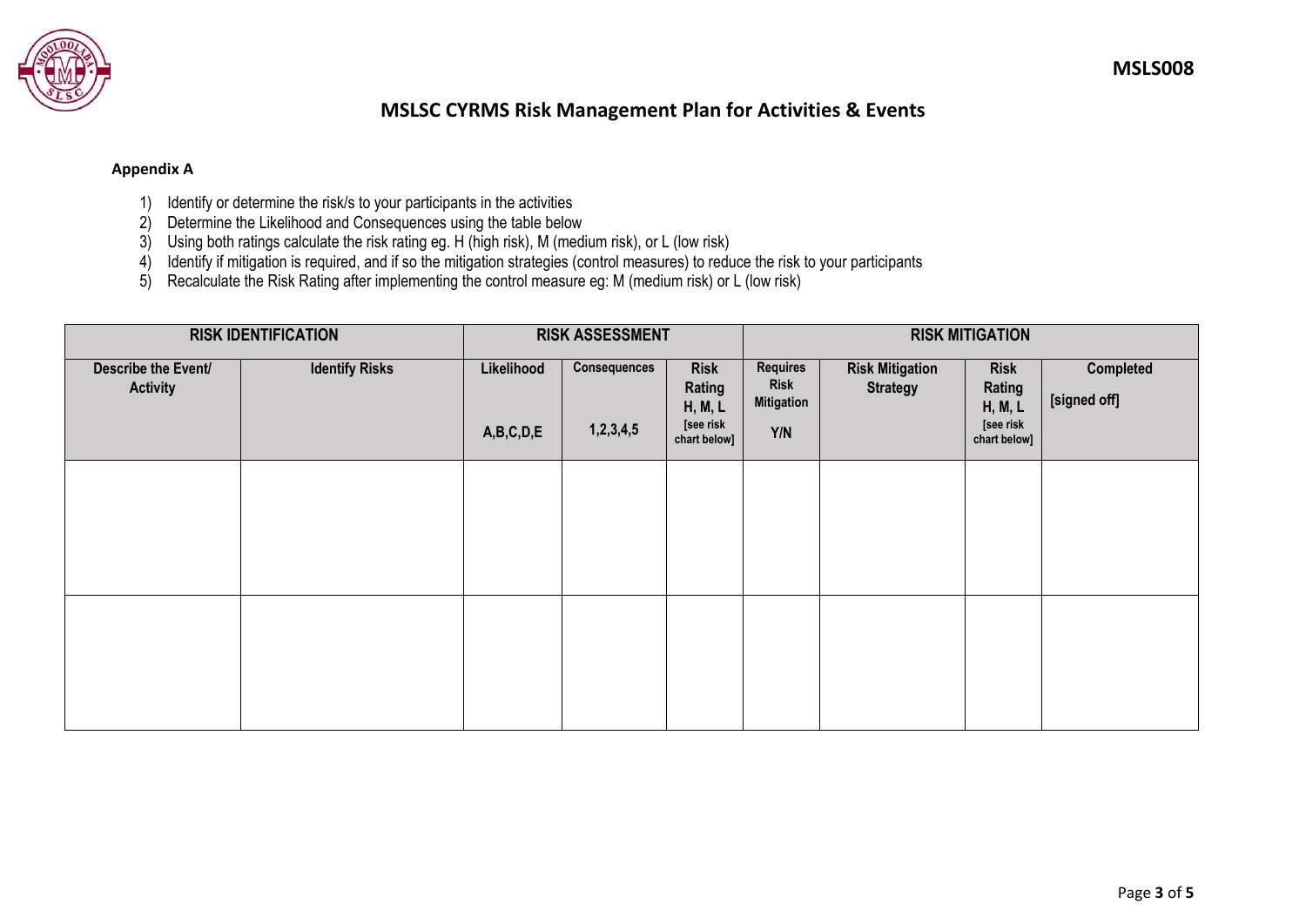MSLS008

# MSLSC CYRMS Risk Management Plan for Activities & Events

**Appendix A**

1) Identify or determine the risk/s to your participants in the activities
2) Determine the Likelihood and Consequences using the table below
3) Using both ratings calculate the risk rating eg. H (high risk), M (medium risk), or L (low risk)
4) Identify if mitigation is required, and if so the mitigation strategies (control measures) to reduce the risk to your participants
5) Recalculate the Risk Rating after implementing the control measure eg: M (medium risk) or L (low risk)

| RISK IDENTIFICATION | | RISK ASSESSMENT | | | RISK MITIGATION | | | |
|---|---|---|---|---|---|---|---|---|
| Describe the Event/ Activity | Identify Risks | Likelihood A,B,C,D,E | Consequences 1,2,3,4,5 | Risk Rating H, M, L [see risk chart below] | Requires Risk Mitigation Y/N | Risk Mitigation Strategy | Risk Rating H, M, L [see risk chart below] | Completed [signed off] |
| | | | | | | | | |
| | | | | | | | | |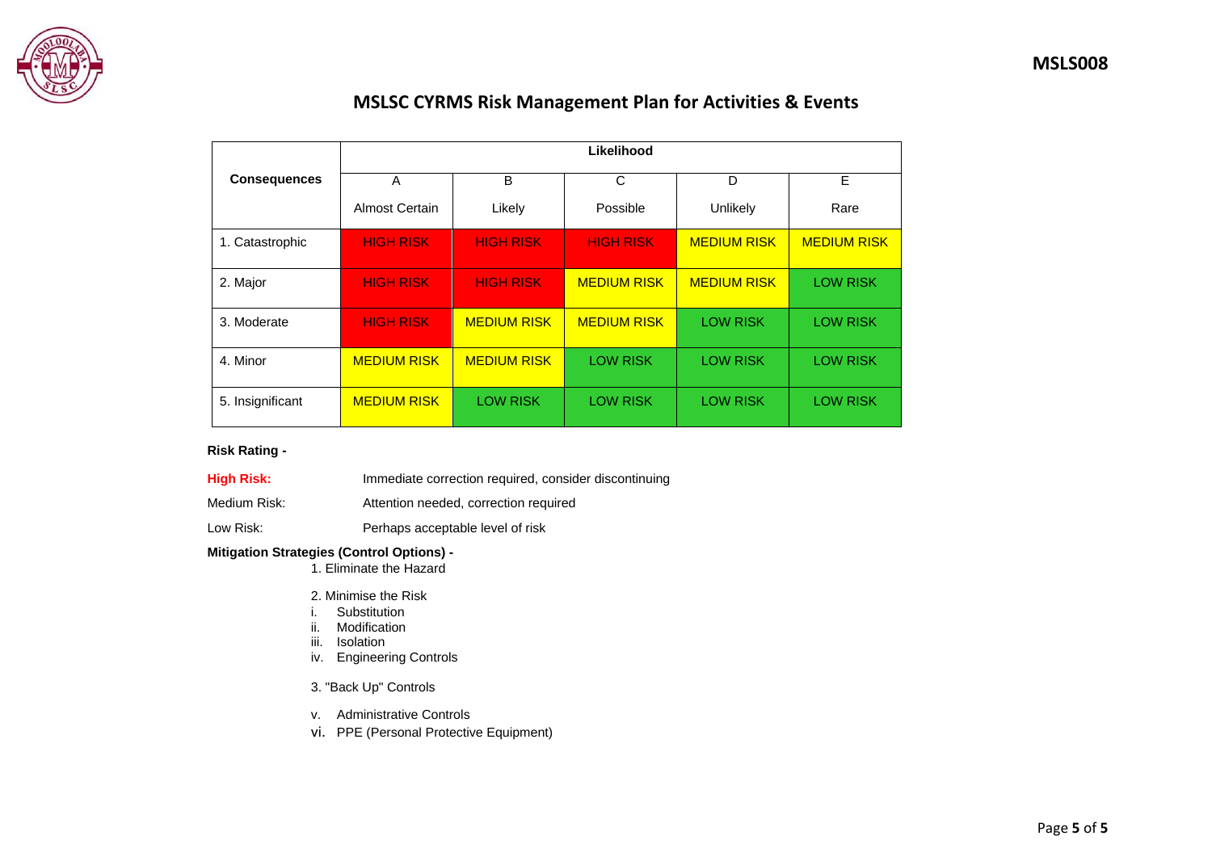# MSLSC CYRMS Risk Management Plan for Activities & Events

| Consequences | Likelihood | | | | |
|---|---|---|---|---|---|
| | A<br>Almost Certain | B<br>Likely | C<br>Possible | D<br>Unlikely | E<br>Rare |
| 1. Catastrophic | HIGH RISK | HIGH RISK | HIGH RISK | MEDIUM RISK | MEDIUM RISK |
| 2. Major | HIGH RISK | HIGH RISK | MEDIUM RISK | MEDIUM RISK | LOW RISK |
| 3. Moderate | HIGH RISK | MEDIUM RISK | MEDIUM RISK | LOW RISK | LOW RISK |
| 4. Minor | MEDIUM RISK | MEDIUM RISK | LOW RISK | LOW RISK | LOW RISK |
| 5. Insignificant | MEDIUM RISK | LOW RISK | LOW RISK | LOW RISK | LOW RISK |

**Risk Rating -**

**High Risk:** Immediate correction required, consider discontinuing

Medium Risk: Attention needed, correction required

Low Risk: Perhaps acceptable level of risk

**Mitigation Strategies (Control Options) -**

1. Eliminate the Hazard

2. Minimise the Risk
   - i. Substitution
   - ii. Modification
   - iii. Isolation
   - iv. Engineering Controls

3. "Back Up" Controls
   - v. Administrative Controls
   - vi. PPE (Personal Protective Equipment)